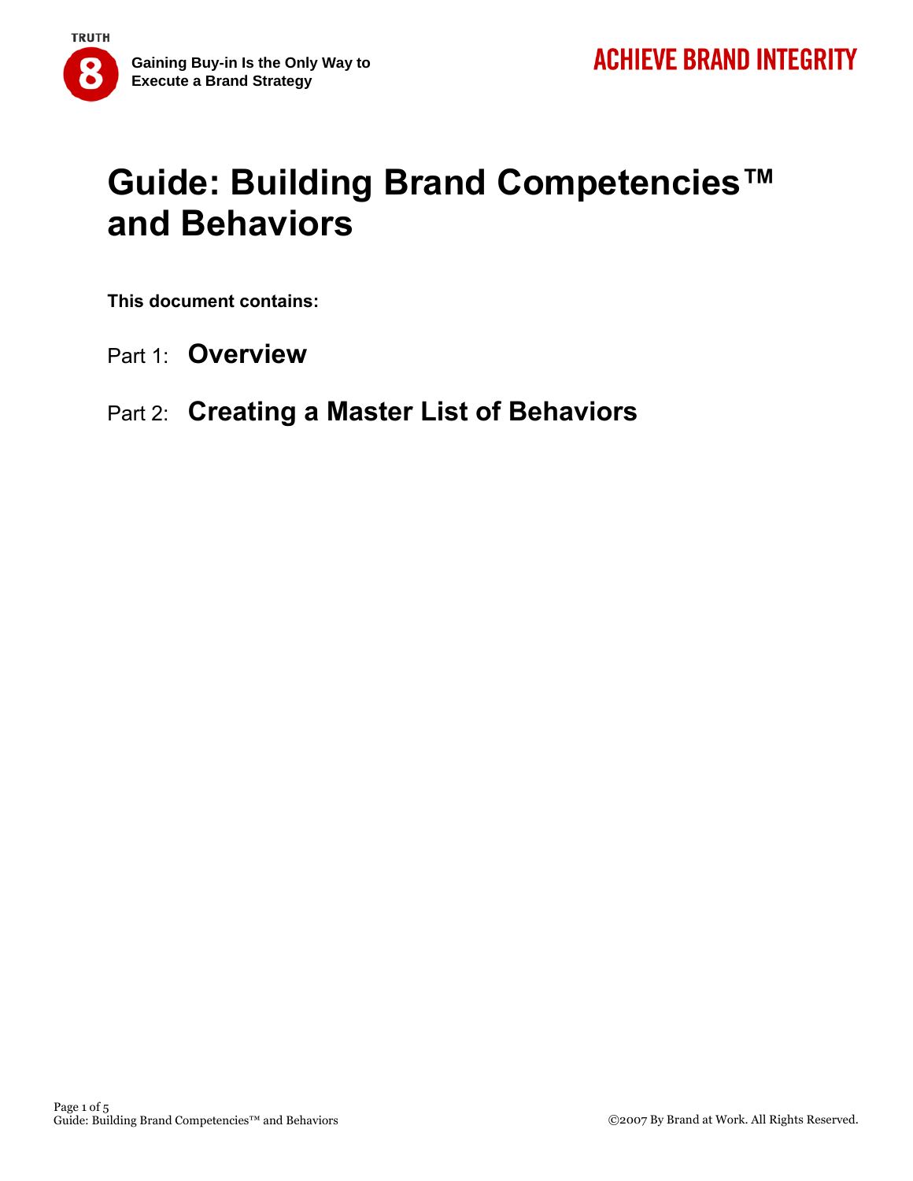TRUTH 8

**Gaining Buy-in Is the Only Way to Execute a Brand Strategy**

**ACHIEVE BRAND INTEGRITY**

# Guide: Building Brand Competencies™ and Behaviors

**This document contains:**

Part 1: **Overview**

Part 2: **Creating a Master List of Behaviors**

©2007 By Brand at Work. All Rights Reserved.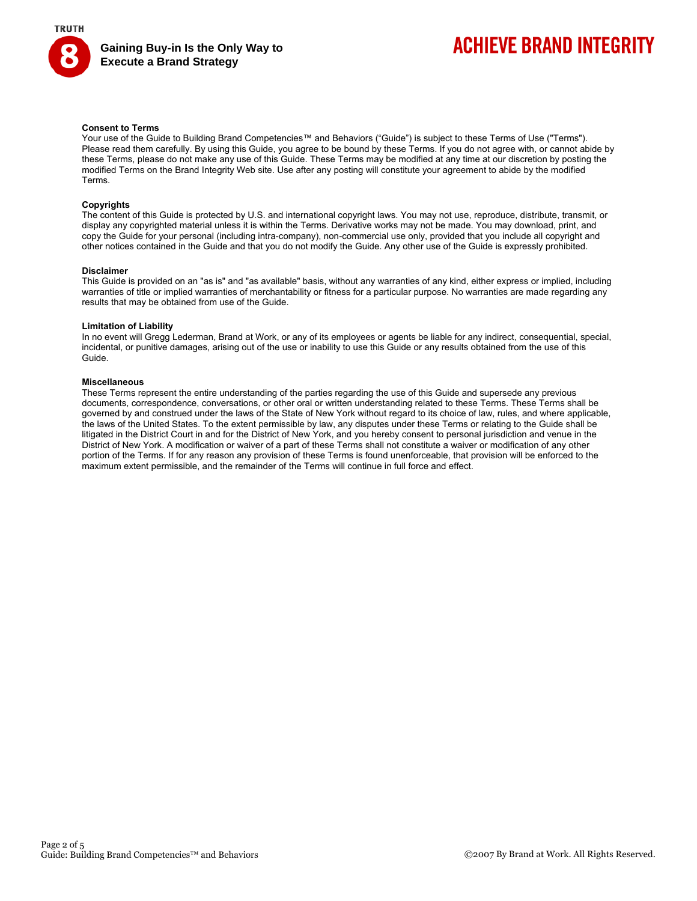**Consent to Terms**
Your use of the Guide to Building Brand Competencies™ and Behaviors ("Guide") is subject to these Terms of Use ("Terms"). Please read them carefully. By using this Guide, you agree to be bound by these Terms. If you do not agree with, or cannot abide by these Terms, please do not make any use of this Guide. These Terms may be modified at any time at our discretion by posting the modified Terms on the Brand Integrity Web site. Use after any posting will constitute your agreement to abide by the modified Terms.

**Copyrights**
The content of this Guide is protected by U.S. and international copyright laws. You may not use, reproduce, distribute, transmit, or display any copyrighted material unless it is within the Terms. Derivative works may not be made. You may download, print, and copy the Guide for your personal (including intra-company), non-commercial use only, provided that you include all copyright and other notices contained in the Guide and that you do not modify the Guide. Any other use of the Guide is expressly prohibited.

**Disclaimer**
This Guide is provided on an "as is" and "as available" basis, without any warranties of any kind, either express or implied, including warranties of title or implied warranties of merchantability or fitness for a particular purpose. No warranties are made regarding any results that may be obtained from use of the Guide.

**Limitation of Liability**
In no event will Gregg Lederman, Brand at Work, or any of its employees or agents be liable for any indirect, consequential, special, incidental, or punitive damages, arising out of the use or inability to use this Guide or any results obtained from the use of this Guide.

**Miscellaneous**
These Terms represent the entire understanding of the parties regarding the use of this Guide and supersede any previous documents, correspondence, conversations, or other oral or written understanding related to these Terms. These Terms shall be governed by and construed under the laws of the State of New York without regard to its choice of law, rules, and where applicable, the laws of the United States. To the extent permissible by law, any disputes under these Terms or relating to the Guide shall be litigated in the District Court in and for the District of New York, and you hereby consent to personal jurisdiction and venue in the District of New York. A modification or waiver of a part of these Terms shall not constitute a waiver or modification of any other portion of the Terms. If for any reason any provision of these Terms is found unenforceable, that provision will be enforced to the maximum extent permissible, and the remainder of the Terms will continue in full force and effect.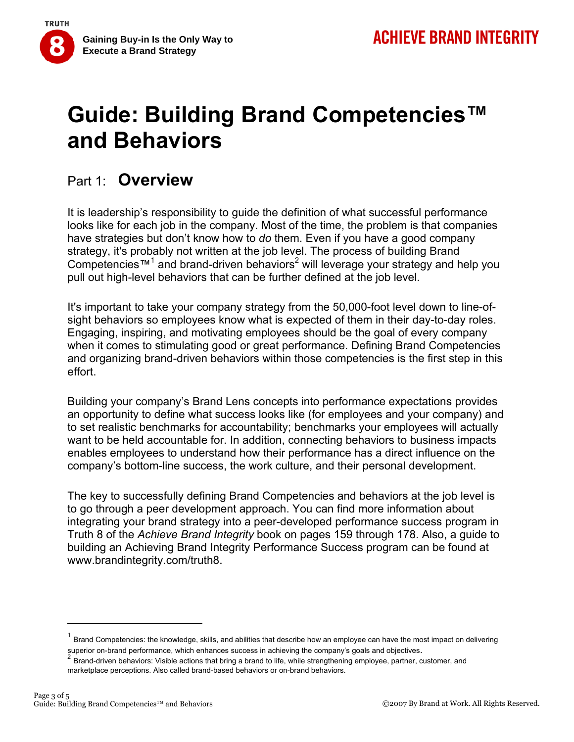# Guide: Building Brand Competencies™ and Behaviors

## Part 1: Overview

It is leadership's responsibility to guide the definition of what successful performance looks like for each job in the company. Most of the time, the problem is that companies have strategies but don't know how to *do* them. Even if you have a good company strategy, it's probably not written at the job level. The process of building Brand Competencies™[1] and brand-driven behaviors[2] will leverage your strategy and help you pull out high-level behaviors that can be further defined at the job level.

It's important to take your company strategy from the 50,000-foot level down to line-of-sight behaviors so employees know what is expected of them in their day-to-day roles. Engaging, inspiring, and motivating employees should be the goal of every company when it comes to stimulating good or great performance. Defining Brand Competencies and organizing brand-driven behaviors within those competencies is the first step in this effort.

Building your company's Brand Lens concepts into performance expectations provides an opportunity to define what success looks like (for employees and your company) and to set realistic benchmarks for accountability; benchmarks your employees will actually want to be held accountable for. In addition, connecting behaviors to business impacts enables employees to understand how their performance has a direct influence on the company's bottom-line success, the work culture, and their personal development.

The key to successfully defining Brand Competencies and behaviors at the job level is to go through a peer development approach. You can find more information about integrating your brand strategy into a peer-developed performance success program in Truth 8 of the *Achieve Brand Integrity* book on pages 159 through 178. Also, a guide to building an Achieving Brand Integrity Performance Success program can be found at www.brandintegrity.com/truth8.

---

[1] Brand Competencies: the knowledge, skills, and abilities that describe how an employee can have the most impact on delivering superior on-brand performance, which enhances success in achieving the company's goals and objectives.

[2] Brand-driven behaviors: Visible actions that bring a brand to life, while strengthening employee, partner, customer, and marketplace perceptions. Also called brand-based behaviors or on-brand behaviors.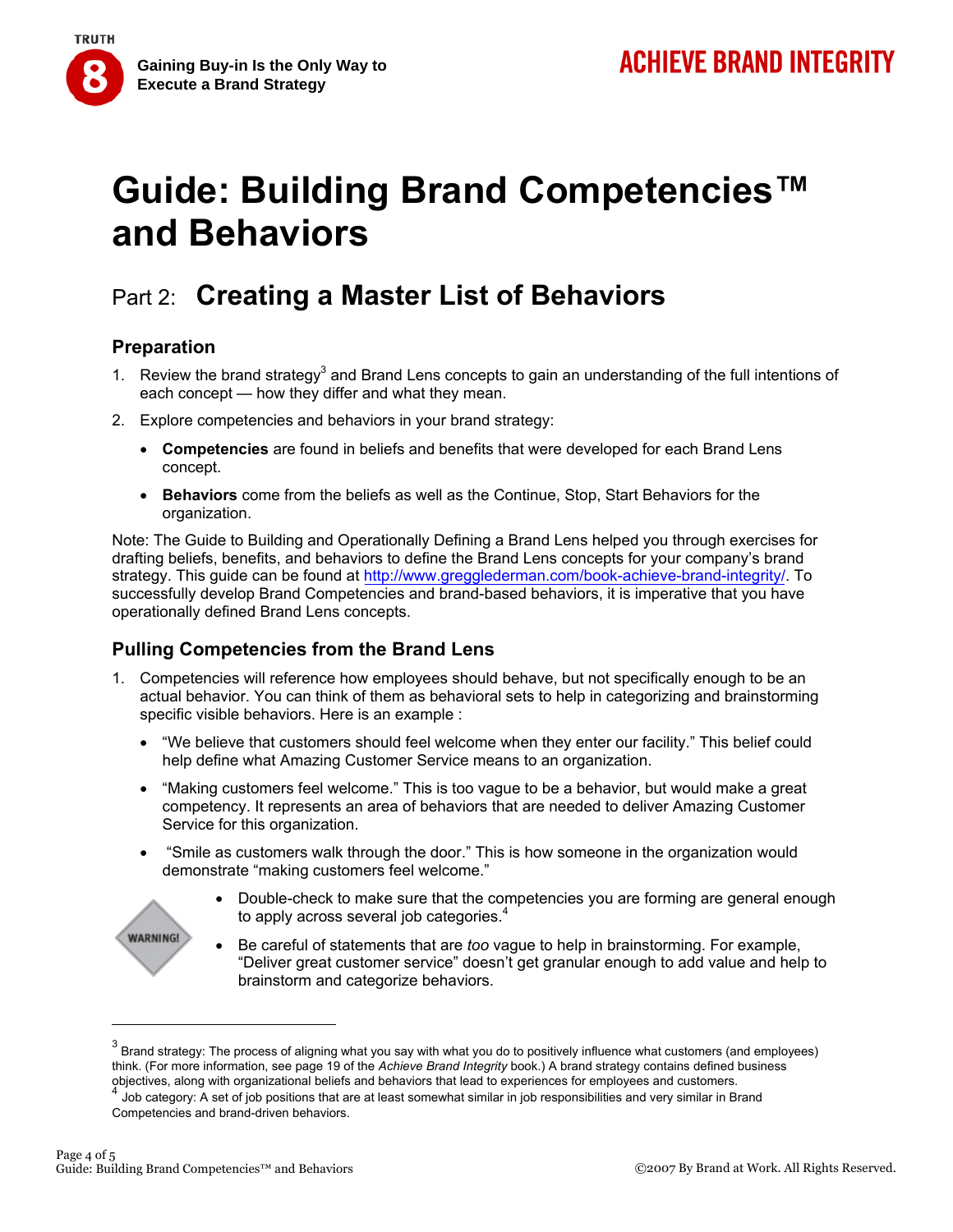# Guide: Building Brand Competencies™ and Behaviors

## Part 2: Creating a Master List of Behaviors

### Preparation

1. Review the brand strategy[3] and Brand Lens concepts to gain an understanding of the full intentions of each concept — how they differ and what they mean.
2. Explore competencies and behaviors in your brand strategy:
   - **Competencies** are found in beliefs and benefits that were developed for each Brand Lens concept.
   - **Behaviors** come from the beliefs as well as the Continue, Stop, Start Behaviors for the organization.

Note: The Guide to Building and Operationally Defining a Brand Lens helped you through exercises for drafting beliefs, benefits, and behaviors to define the Brand Lens concepts for your company's brand strategy. This guide can be found at http://www.gregglederman.com/book-achieve-brand-integrity/. To successfully develop Brand Competencies and brand-based behaviors, it is imperative that you have operationally defined Brand Lens concepts.

### Pulling Competencies from the Brand Lens

1. Competencies will reference how employees should behave, but not specifically enough to be an actual behavior. You can think of them as behavioral sets to help in categorizing and brainstorming specific visible behaviors. Here is an example :
   - "We believe that customers should feel welcome when they enter our facility." This belief could help define what Amazing Customer Service means to an organization.
   - "Making customers feel welcome." This is too vague to be a behavior, but would make a great competency. It represents an area of behaviors that are needed to deliver Amazing Customer Service for this organization.
   - "Smile as customers walk through the door." This is how someone in the organization would demonstrate "making customers feel welcome."

WARNING!

- Double-check to make sure that the competencies you are forming are general enough to apply across several job categories.[4]
- Be careful of statements that are *too* vague to help in brainstorming. For example, "Deliver great customer service" doesn't get granular enough to add value and help to brainstorm and categorize behaviors.

---

[3] Brand strategy: The process of aligning what you say with what you do to positively influence what customers (and employees) think. (For more information, see page 19 of the *Achieve Brand Integrity* book.) A brand strategy contains defined business objectives, along with organizational beliefs and behaviors that lead to experiences for employees and customers.

[4] Job category: A set of job positions that are at least somewhat similar in job responsibilities and very similar in Brand Competencies and brand-driven behaviors.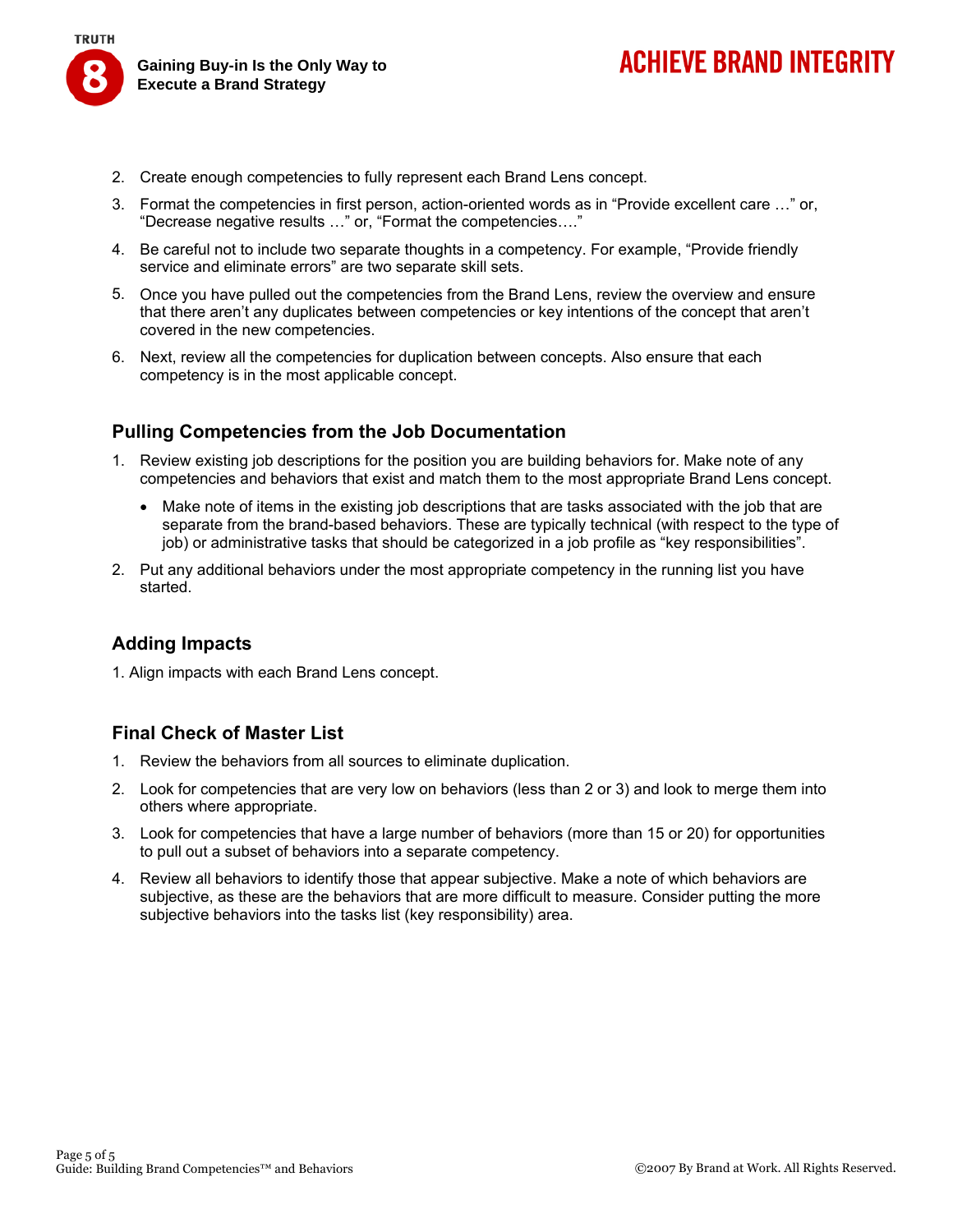2. Create enough competencies to fully represent each Brand Lens concept.
3. Format the competencies in first person, action-oriented words as in "Provide excellent care …" or, "Decrease negative results …" or, "Format the competencies…."
4. Be careful not to include two separate thoughts in a competency. For example, "Provide friendly service and eliminate errors" are two separate skill sets.
5. Once you have pulled out the competencies from the Brand Lens, review the overview and ensure that there aren't any duplicates between competencies or key intentions of the concept that aren't covered in the new competencies.
6. Next, review all the competencies for duplication between concepts. Also ensure that each competency is in the most applicable concept.

### Pulling Competencies from the Job Documentation

1. Review existing job descriptions for the position you are building behaviors for. Make note of any competencies and behaviors that exist and match them to the most appropriate Brand Lens concept.
   - Make note of items in the existing job descriptions that are tasks associated with the job that are separate from the brand-based behaviors. These are typically technical (with respect to the type of job) or administrative tasks that should be categorized in a job profile as "key responsibilities".
2. Put any additional behaviors under the most appropriate competency in the running list you have started.

### Adding Impacts

1. Align impacts with each Brand Lens concept.

### Final Check of Master List

1. Review the behaviors from all sources to eliminate duplication.
2. Look for competencies that are very low on behaviors (less than 2 or 3) and look to merge them into others where appropriate.
3. Look for competencies that have a large number of behaviors (more than 15 or 20) for opportunities to pull out a subset of behaviors into a separate competency.
4. Review all behaviors to identify those that appear subjective. Make a note of which behaviors are subjective, as these are the behaviors that are more difficult to measure. Consider putting the more subjective behaviors into the tasks list (key responsibility) area.